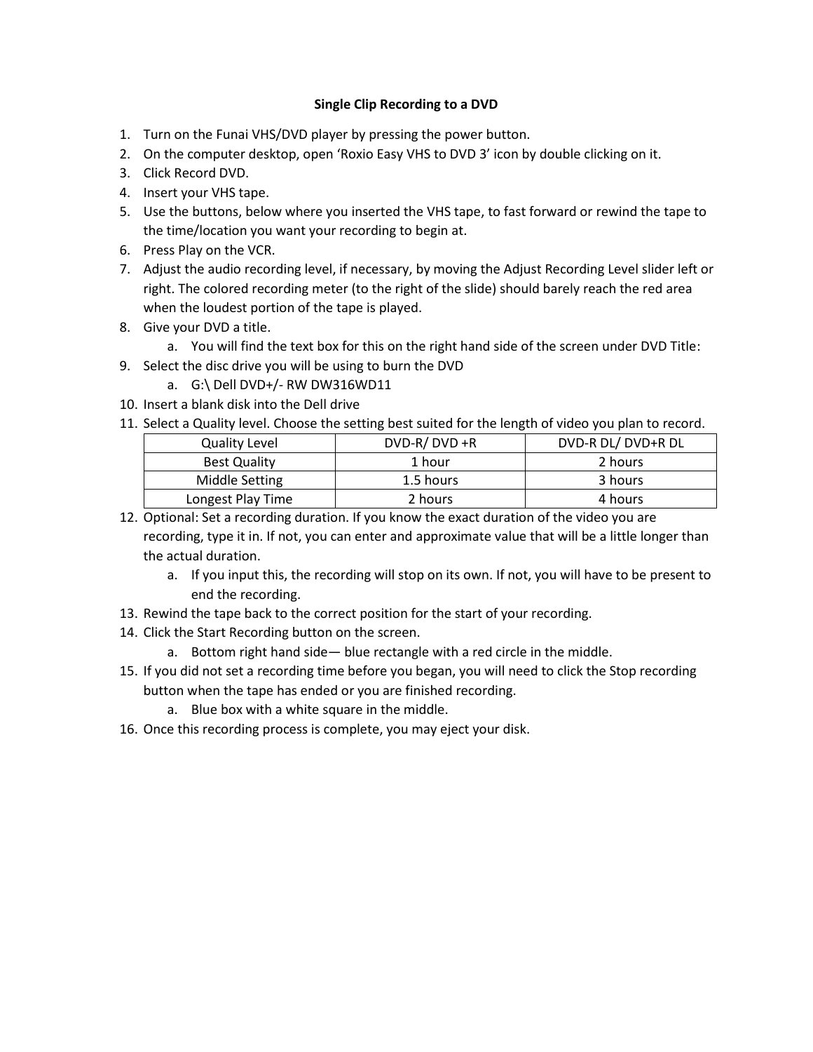# Single Clip Recording to a DVD

1. Turn on the Funai VHS/DVD player by pressing the power button.
2. On the computer desktop, open 'Roxio Easy VHS to DVD 3' icon by double clicking on it.
3. Click Record DVD.
4. Insert your VHS tape.
5. Use the buttons, below where you inserted the VHS tape, to fast forward or rewind the tape to the time/location you want your recording to begin at.
6. Press Play on the VCR.
7. Adjust the audio recording level, if necessary, by moving the Adjust Recording Level slider left or right. The colored recording meter (to the right of the slide) should barely reach the red area when the loudest portion of the tape is played.
8. Give your DVD a title.
    a. You will find the text box for this on the right hand side of the screen under DVD Title:
9. Select the disc drive you will be using to burn the DVD
    a. G:\ Dell DVD+/- RW DW316WD11
10. Insert a blank disk into the Dell drive
11. Select a Quality level. Choose the setting best suited for the length of video you plan to record.

| Quality Level | DVD-R/ DVD +R | DVD-R DL/ DVD+R DL |
|---|---|---|
| Best Quality | 1 hour | 2 hours |
| Middle Setting | 1.5 hours | 3 hours |
| Longest Play Time | 2 hours | 4 hours |

12. Optional: Set a recording duration. If you know the exact duration of the video you are recording, type it in. If not, you can enter and approximate value that will be a little longer than the actual duration.
    a. If you input this, the recording will stop on its own. If not, you will have to be present to end the recording.
13. Rewind the tape back to the correct position for the start of your recording.
14. Click the Start Recording button on the screen.
    a. Bottom right hand side— blue rectangle with a red circle in the middle.
15. If you did not set a recording time before you began, you will need to click the Stop recording button when the tape has ended or you are finished recording.
    a. Blue box with a white square in the middle.
16. Once this recording process is complete, you may eject your disk.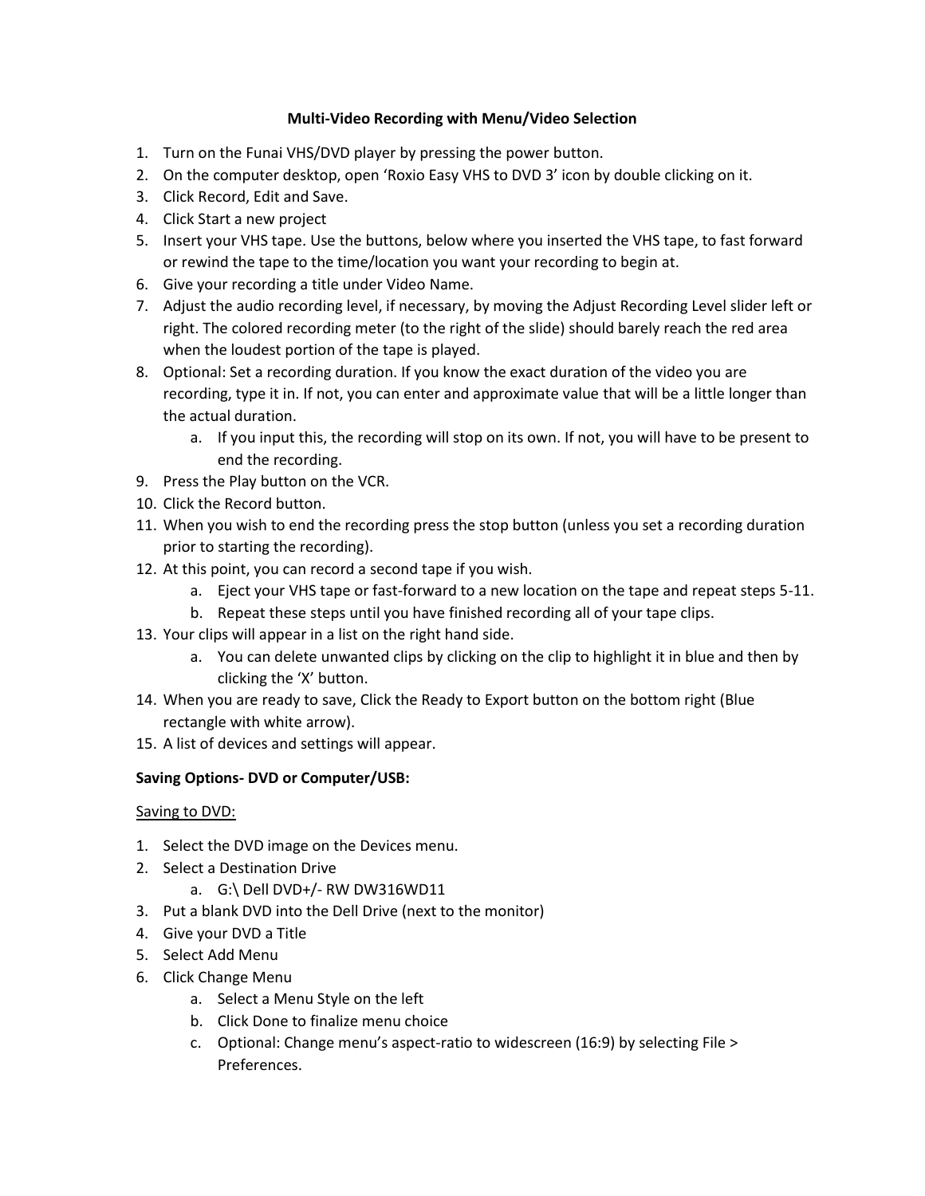**Multi-Video Recording with Menu/Video Selection**

1. Turn on the Funai VHS/DVD player by pressing the power button.
2. On the computer desktop, open 'Roxio Easy VHS to DVD 3' icon by double clicking on it.
3. Click Record, Edit and Save.
4. Click Start a new project
5. Insert your VHS tape. Use the buttons, below where you inserted the VHS tape, to fast forward or rewind the tape to the time/location you want your recording to begin at.
6. Give your recording a title under Video Name.
7. Adjust the audio recording level, if necessary, by moving the Adjust Recording Level slider left or right. The colored recording meter (to the right of the slide) should barely reach the red area when the loudest portion of the tape is played.
8. Optional: Set a recording duration. If you know the exact duration of the video you are recording, type it in. If not, you can enter and approximate value that will be a little longer than the actual duration.
    a. If you input this, the recording will stop on its own. If not, you will have to be present to end the recording.
9. Press the Play button on the VCR.
10. Click the Record button.
11. When you wish to end the recording press the stop button (unless you set a recording duration prior to starting the recording).
12. At this point, you can record a second tape if you wish.
    a. Eject your VHS tape or fast-forward to a new location on the tape and repeat steps 5-11.
    b. Repeat these steps until you have finished recording all of your tape clips.
13. Your clips will appear in a list on the right hand side.
    a. You can delete unwanted clips by clicking on the clip to highlight it in blue and then by clicking the 'X' button.
14. When you are ready to save, Click the Ready to Export button on the bottom right (Blue rectangle with white arrow).
15. A list of devices and settings will appear.

**Saving Options- DVD or Computer/USB:**

Saving to DVD:

1. Select the DVD image on the Devices menu.
2. Select a Destination Drive
    a. G:\ Dell DVD+/- RW DW316WD11
3. Put a blank DVD into the Dell Drive (next to the monitor)
4. Give your DVD a Title
5. Select Add Menu
6. Click Change Menu
    a. Select a Menu Style on the left
    b. Click Done to finalize menu choice
    c. Optional: Change menu's aspect-ratio to widescreen (16:9) by selecting File > Preferences.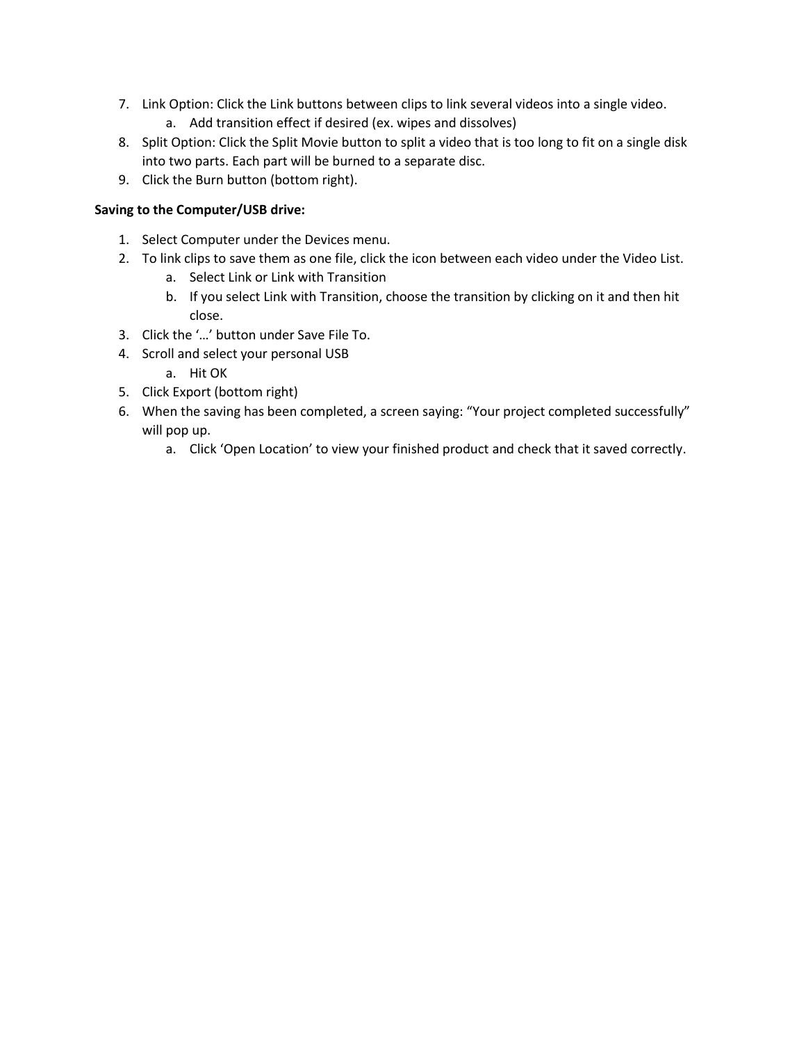7. Link Option: Click the Link buttons between clips to link several videos into a single video.
    a. Add transition effect if desired (ex. wipes and dissolves)
8. Split Option: Click the Split Movie button to split a video that is too long to fit on a single disk into two parts. Each part will be burned to a separate disc.
9. Click the Burn button (bottom right).

**Saving to the Computer/USB drive:**

1. Select Computer under the Devices menu.
2. To link clips to save them as one file, click the icon between each video under the Video List.
    a. Select Link or Link with Transition
    b. If you select Link with Transition, choose the transition by clicking on it and then hit close.
3. Click the '…' button under Save File To.
4. Scroll and select your personal USB
    a. Hit OK
5. Click Export (bottom right)
6. When the saving has been completed, a screen saying: "Your project completed successfully" will pop up.
    a. Click 'Open Location' to view your finished product and check that it saved correctly.